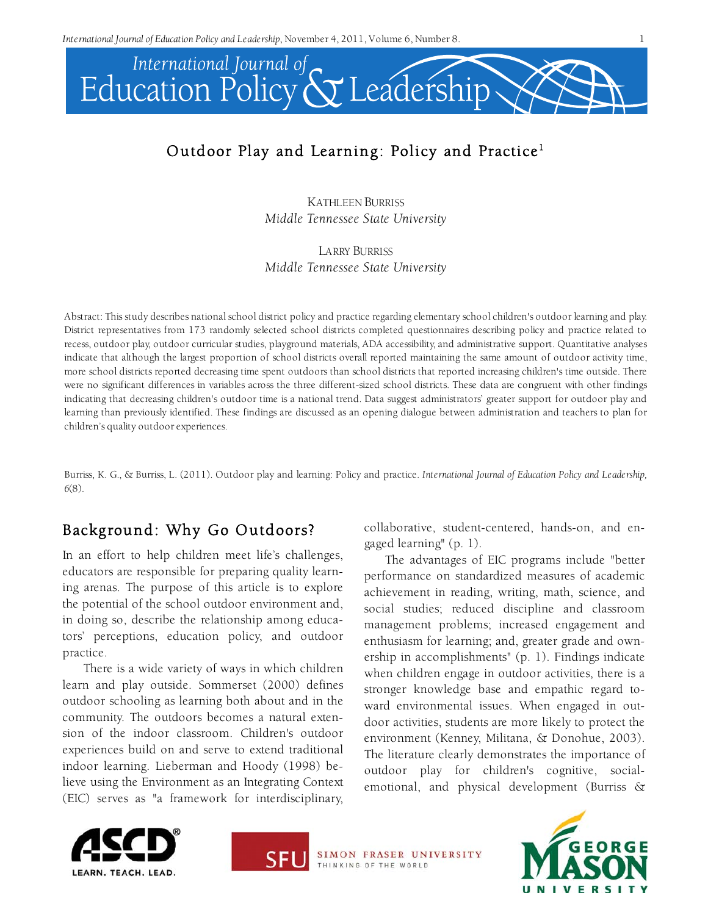# Outdoor Play and Learning: Policy and Practice[1]

KATHLEEN BURRISS
*Middle Tennessee State University*

LARRY BURRISS
*Middle Tennessee State University*

Abstract: This study describes national school district policy and practice regarding elementary school children's outdoor learning and play. District representatives from 173 randomly selected school districts completed questionnaires describing policy and practice related to recess, outdoor play, outdoor curricular studies, playground materials, ADA accessibility, and administrative support. Quantitative analyses indicate that although the largest proportion of school districts overall reported maintaining the same amount of outdoor activity time, more school districts reported decreasing time spent outdoors than school districts that reported increasing children's time outside. There were no significant differences in variables across the three different-sized school districts. These data are congruent with other findings indicating that decreasing children's outdoor time is a national trend. Data suggest administrators' greater support for outdoor play and learning than previously identified. These findings are discussed as an opening dialogue between administration and teachers to plan for children's quality outdoor experiences.

Burriss, K. G., & Burriss, L. (2011). Outdoor play and learning: Policy and practice. *International Journal of Education Policy and Leadership, 6*(8).

## Background: Why Go Outdoors?

In an effort to help children meet life's challenges, educators are responsible for preparing quality learning arenas. The purpose of this article is to explore the potential of the school outdoor environment and, in doing so, describe the relationship among educators' perceptions, education policy, and outdoor practice.

There is a wide variety of ways in which children learn and play outside. Sommerset (2000) defines outdoor schooling as learning both about and in the community. The outdoors becomes a natural extension of the indoor classroom. Children's outdoor experiences build on and serve to extend traditional indoor learning. Lieberman and Hoody (1998) believe using the Environment as an Integrating Context (EIC) serves as "a framework for interdisciplinary, collaborative, student-centered, hands-on, and engaged learning" (p. 1).

The advantages of EIC programs include "better performance on standardized measures of academic achievement in reading, writing, math, science, and social studies; reduced discipline and classroom management problems; increased engagement and enthusiasm for learning; and, greater grade and ownership in accomplishments" (p. 1). Findings indicate when children engage in outdoor activities, there is a stronger knowledge base and empathic regard toward environmental issues. When engaged in outdoor activities, students are more likely to protect the environment (Kenney, Militana, & Donohue, 2003). The literature clearly demonstrates the importance of outdoor play for children's cognitive, social-emotional, and physical development (Burriss &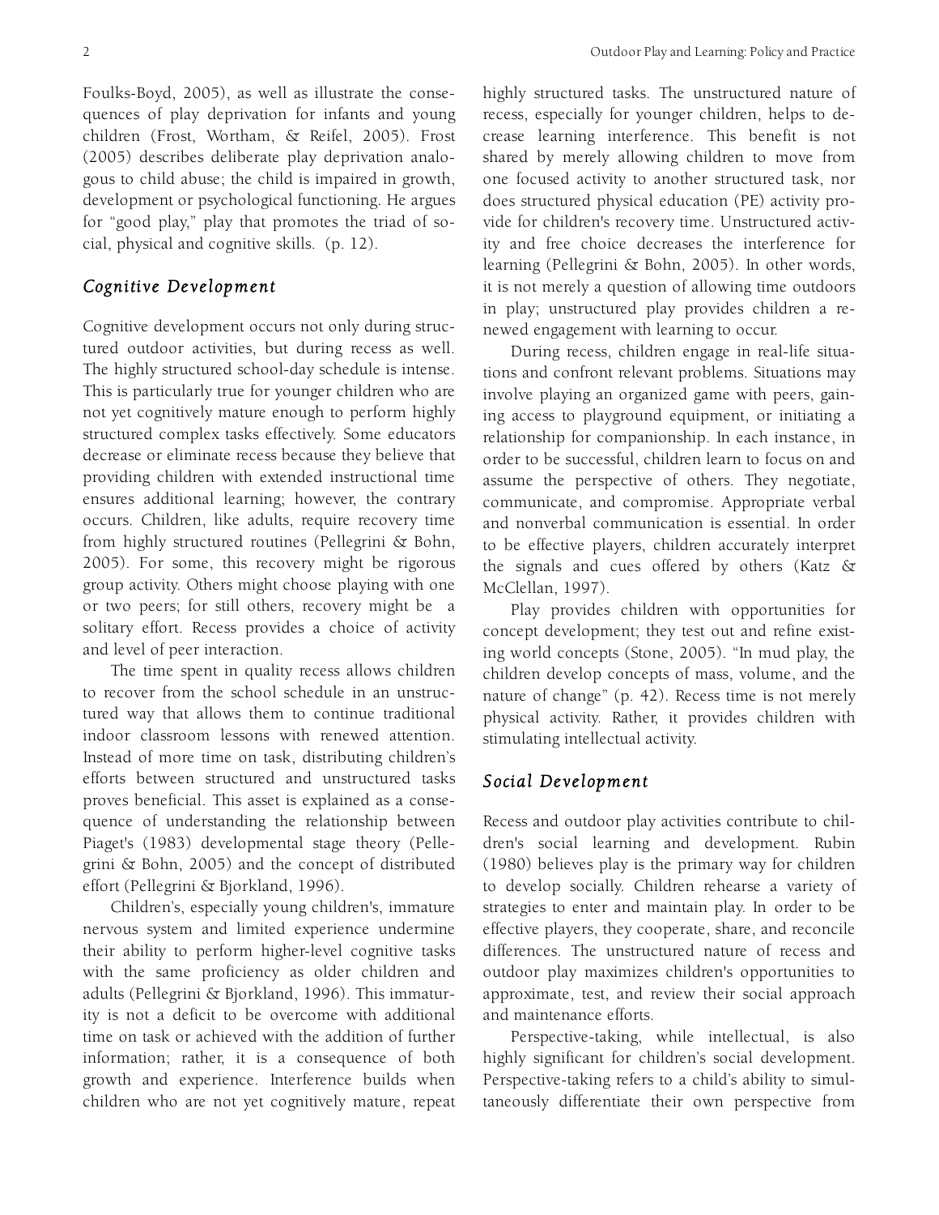Foulks-Boyd, 2005), as well as illustrate the consequences of play deprivation for infants and young children (Frost, Wortham, & Reifel, 2005). Frost (2005) describes deliberate play deprivation analogous to child abuse; the child is impaired in growth, development or psychological functioning. He argues for "good play," play that promotes the triad of social, physical and cognitive skills. (p. 12).

## *Cognitive Development*

Cognitive development occurs not only during structured outdoor activities, but during recess as well. The highly structured school-day schedule is intense. This is particularly true for younger children who are not yet cognitively mature enough to perform highly structured complex tasks effectively. Some educators decrease or eliminate recess because they believe that providing children with extended instructional time ensures additional learning; however, the contrary occurs. Children, like adults, require recovery time from highly structured routines (Pellegrini & Bohn, 2005). For some, this recovery might be rigorous group activity. Others might choose playing with one or two peers; for still others, recovery might be a solitary effort. Recess provides a choice of activity and level of peer interaction.

The time spent in quality recess allows children to recover from the school schedule in an unstructured way that allows them to continue traditional indoor classroom lessons with renewed attention. Instead of more time on task, distributing children's efforts between structured and unstructured tasks proves beneficial. This asset is explained as a consequence of understanding the relationship between Piaget's (1983) developmental stage theory (Pellegrini & Bohn, 2005) and the concept of distributed effort (Pellegrini & Bjorkland, 1996).

Children's, especially young children's, immature nervous system and limited experience undermine their ability to perform higher-level cognitive tasks with the same proficiency as older children and adults (Pellegrini & Bjorkland, 1996). This immaturity is not a deficit to be overcome with additional time on task or achieved with the addition of further information; rather, it is a consequence of both growth and experience. Interference builds when children who are not yet cognitively mature, repeat highly structured tasks. The unstructured nature of recess, especially for younger children, helps to decrease learning interference. This benefit is not shared by merely allowing children to move from one focused activity to another structured task, nor does structured physical education (PE) activity provide for children's recovery time. Unstructured activity and free choice decreases the interference for learning (Pellegrini & Bohn, 2005). In other words, it is not merely a question of allowing time outdoors in play; unstructured play provides children a renewed engagement with learning to occur.

During recess, children engage in real-life situations and confront relevant problems. Situations may involve playing an organized game with peers, gaining access to playground equipment, or initiating a relationship for companionship. In each instance, in order to be successful, children learn to focus on and assume the perspective of others. They negotiate, communicate, and compromise. Appropriate verbal and nonverbal communication is essential. In order to be effective players, children accurately interpret the signals and cues offered by others (Katz & McClellan, 1997).

Play provides children with opportunities for concept development; they test out and refine existing world concepts (Stone, 2005). "In mud play, the children develop concepts of mass, volume, and the nature of change" (p. 42). Recess time is not merely physical activity. Rather, it provides children with stimulating intellectual activity.

## *Social Development*

Recess and outdoor play activities contribute to children's social learning and development. Rubin (1980) believes play is the primary way for children to develop socially. Children rehearse a variety of strategies to enter and maintain play. In order to be effective players, they cooperate, share, and reconcile differences. The unstructured nature of recess and outdoor play maximizes children's opportunities to approximate, test, and review their social approach and maintenance efforts.

Perspective-taking, while intellectual, is also highly significant for children's social development. Perspective-taking refers to a child's ability to simultaneously differentiate their own perspective from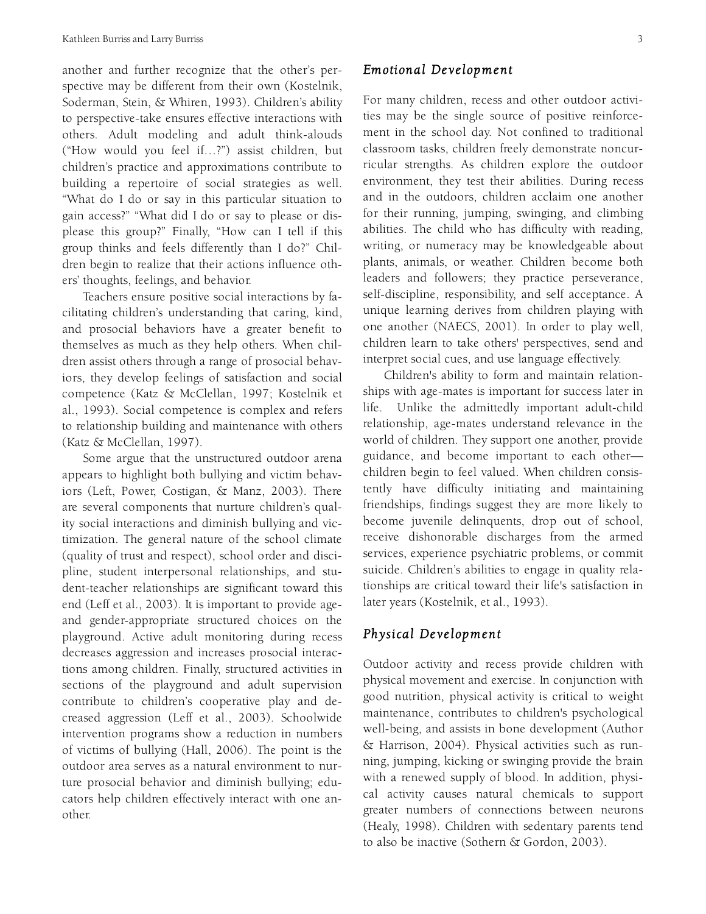another and further recognize that the other's perspective may be different from their own (Kostelnik, Soderman, Stein, & Whiren, 1993). Children's ability to perspective-take ensures effective interactions with others. Adult modeling and adult think-alouds ("How would you feel if…?") assist children, but children's practice and approximations contribute to building a repertoire of social strategies as well. "What do I do or say in this particular situation to gain access?" "What did I do or say to please or displease this group?" Finally, "How can I tell if this group thinks and feels differently than I do?" Children begin to realize that their actions influence others' thoughts, feelings, and behavior.

Teachers ensure positive social interactions by facilitating children's understanding that caring, kind, and prosocial behaviors have a greater benefit to themselves as much as they help others. When children assist others through a range of prosocial behaviors, they develop feelings of satisfaction and social competence (Katz & McClellan, 1997; Kostelnik et al., 1993). Social competence is complex and refers to relationship building and maintenance with others (Katz & McClellan, 1997).

Some argue that the unstructured outdoor arena appears to highlight both bullying and victim behaviors (Left, Power, Costigan, & Manz, 2003). There are several components that nurture children's quality social interactions and diminish bullying and victimization. The general nature of the school climate (quality of trust and respect), school order and discipline, student interpersonal relationships, and student-teacher relationships are significant toward this end (Leff et al., 2003). It is important to provide age- and gender-appropriate structured choices on the playground. Active adult monitoring during recess decreases aggression and increases prosocial interactions among children. Finally, structured activities in sections of the playground and adult supervision contribute to children's cooperative play and decreased aggression (Leff et al., 2003). Schoolwide intervention programs show a reduction in numbers of victims of bullying (Hall, 2006). The point is the outdoor area serves as a natural environment to nurture prosocial behavior and diminish bullying; educators help children effectively interact with one another.

### *Emotional Development*

For many children, recess and other outdoor activities may be the single source of positive reinforcement in the school day. Not confined to traditional classroom tasks, children freely demonstrate noncurricular strengths. As children explore the outdoor environment, they test their abilities. During recess and in the outdoors, children acclaim one another for their running, jumping, swinging, and climbing abilities. The child who has difficulty with reading, writing, or numeracy may be knowledgeable about plants, animals, or weather. Children become both leaders and followers; they practice perseverance, self-discipline, responsibility, and self acceptance. A unique learning derives from children playing with one another (NAECS, 2001). In order to play well, children learn to take others' perspectives, send and interpret social cues, and use language effectively.

Children's ability to form and maintain relationships with age-mates is important for success later in life. Unlike the admittedly important adult-child relationship, age-mates understand relevance in the world of children. They support one another, provide guidance, and become important to each other—children begin to feel valued. When children consistently have difficulty initiating and maintaining friendships, findings suggest they are more likely to become juvenile delinquents, drop out of school, receive dishonorable discharges from the armed services, experience psychiatric problems, or commit suicide. Children's abilities to engage in quality relationships are critical toward their life's satisfaction in later years (Kostelnik, et al., 1993).

### *Physical Development*

Outdoor activity and recess provide children with physical movement and exercise. In conjunction with good nutrition, physical activity is critical to weight maintenance, contributes to children's psychological well-being, and assists in bone development (Author & Harrison, 2004). Physical activities such as running, jumping, kicking or swinging provide the brain with a renewed supply of blood. In addition, physical activity causes natural chemicals to support greater numbers of connections between neurons (Healy, 1998). Children with sedentary parents tend to also be inactive (Sothern & Gordon, 2003).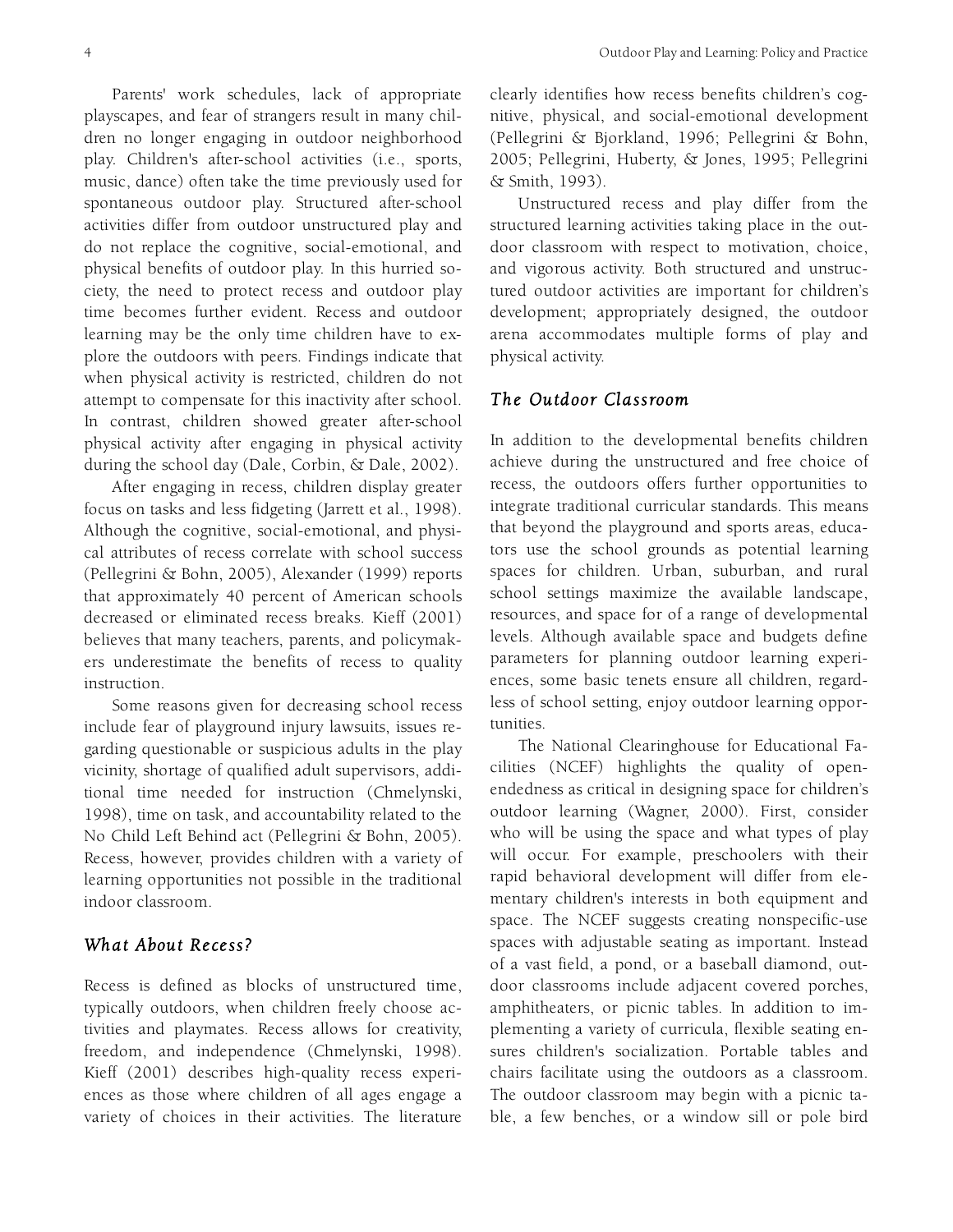Parents' work schedules, lack of appropriate playscapes, and fear of strangers result in many children no longer engaging in outdoor neighborhood play. Children's after-school activities (i.e., sports, music, dance) often take the time previously used for spontaneous outdoor play. Structured after-school activities differ from outdoor unstructured play and do not replace the cognitive, social-emotional, and physical benefits of outdoor play. In this hurried society, the need to protect recess and outdoor play time becomes further evident. Recess and outdoor learning may be the only time children have to explore the outdoors with peers. Findings indicate that when physical activity is restricted, children do not attempt to compensate for this inactivity after school. In contrast, children showed greater after-school physical activity after engaging in physical activity during the school day (Dale, Corbin, & Dale, 2002).

After engaging in recess, children display greater focus on tasks and less fidgeting (Jarrett et al., 1998). Although the cognitive, social-emotional, and physical attributes of recess correlate with school success (Pellegrini & Bohn, 2005), Alexander (1999) reports that approximately 40 percent of American schools decreased or eliminated recess breaks. Kieff (2001) believes that many teachers, parents, and policymakers underestimate the benefits of recess to quality instruction.

Some reasons given for decreasing school recess include fear of playground injury lawsuits, issues regarding questionable or suspicious adults in the play vicinity, shortage of qualified adult supervisors, additional time needed for instruction (Chmelynski, 1998), time on task, and accountability related to the No Child Left Behind act (Pellegrini & Bohn, 2005). Recess, however, provides children with a variety of learning opportunities not possible in the traditional indoor classroom.

## *What About Recess?*

Recess is defined as blocks of unstructured time, typically outdoors, when children freely choose activities and playmates. Recess allows for creativity, freedom, and independence (Chmelynski, 1998). Kieff (2001) describes high-quality recess experiences as those where children of all ages engage a variety of choices in their activities. The literature clearly identifies how recess benefits children's cognitive, physical, and social-emotional development (Pellegrini & Bjorkland, 1996; Pellegrini & Bohn, 2005; Pellegrini, Huberty, & Jones, 1995; Pellegrini & Smith, 1993).

Unstructured recess and play differ from the structured learning activities taking place in the outdoor classroom with respect to motivation, choice, and vigorous activity. Both structured and unstructured outdoor activities are important for children's development; appropriately designed, the outdoor arena accommodates multiple forms of play and physical activity.

## *The Outdoor Classroom*

In addition to the developmental benefits children achieve during the unstructured and free choice of recess, the outdoors offers further opportunities to integrate traditional curricular standards. This means that beyond the playground and sports areas, educators use the school grounds as potential learning spaces for children. Urban, suburban, and rural school settings maximize the available landscape, resources, and space for of a range of developmental levels. Although available space and budgets define parameters for planning outdoor learning experiences, some basic tenets ensure all children, regardless of school setting, enjoy outdoor learning opportunities.

The National Clearinghouse for Educational Facilities (NCEF) highlights the quality of open-endedness as critical in designing space for children's outdoor learning (Wagner, 2000). First, consider who will be using the space and what types of play will occur. For example, preschoolers with their rapid behavioral development will differ from elementary children's interests in both equipment and space. The NCEF suggests creating nonspecific-use spaces with adjustable seating as important. Instead of a vast field, a pond, or a baseball diamond, outdoor classrooms include adjacent covered porches, amphitheaters, or picnic tables. In addition to implementing a variety of curricula, flexible seating ensures children's socialization. Portable tables and chairs facilitate using the outdoors as a classroom. The outdoor classroom may begin with a picnic table, a few benches, or a window sill or pole bird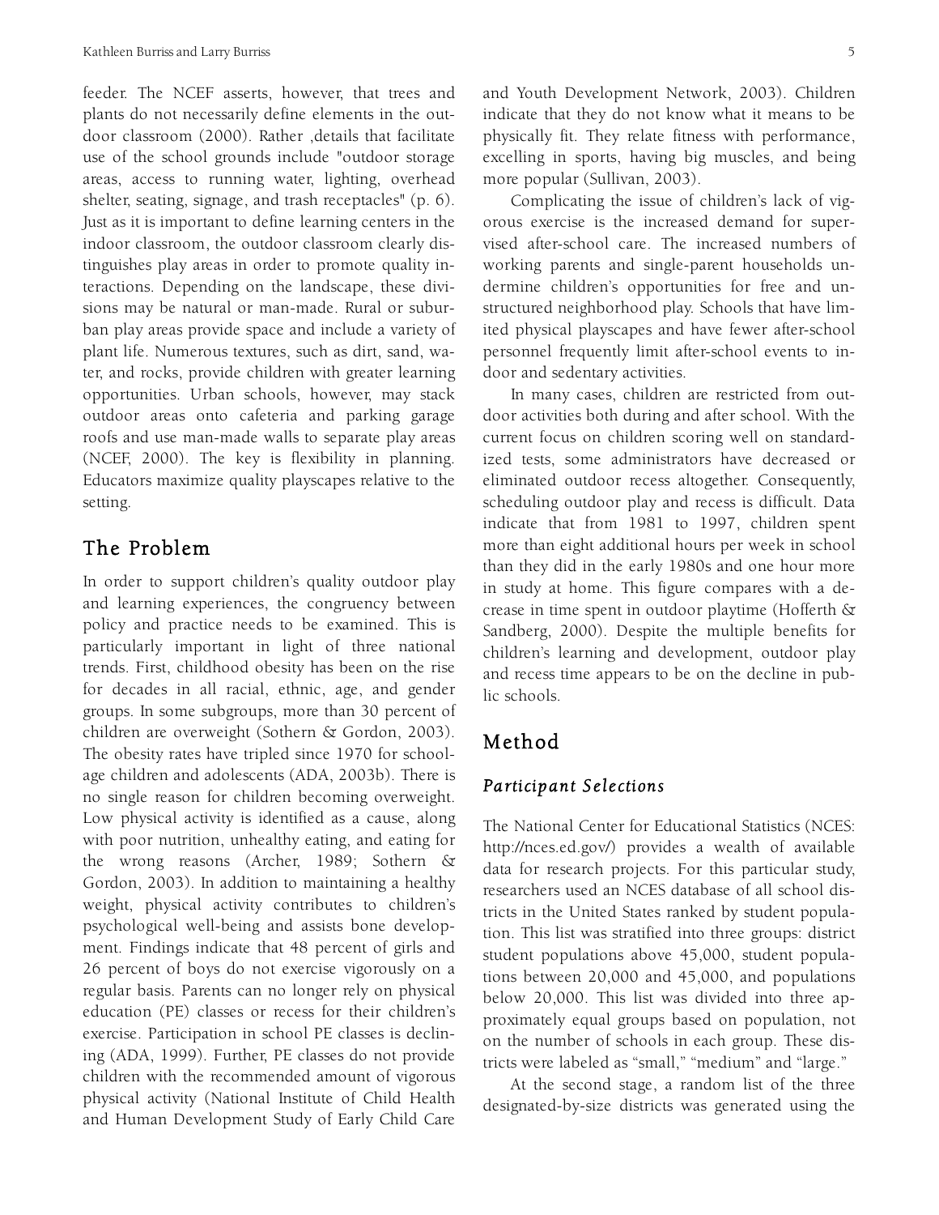feeder. The NCEF asserts, however, that trees and plants do not necessarily define elements in the outdoor classroom (2000). Rather ,details that facilitate use of the school grounds include "outdoor storage areas, access to running water, lighting, overhead shelter, seating, signage, and trash receptacles" (p. 6). Just as it is important to define learning centers in the indoor classroom, the outdoor classroom clearly distinguishes play areas in order to promote quality interactions. Depending on the landscape, these divisions may be natural or man-made. Rural or suburban play areas provide space and include a variety of plant life. Numerous textures, such as dirt, sand, water, and rocks, provide children with greater learning opportunities. Urban schools, however, may stack outdoor areas onto cafeteria and parking garage roofs and use man-made walls to separate play areas (NCEF, 2000). The key is flexibility in planning. Educators maximize quality playscapes relative to the setting.

## The Problem

In order to support children's quality outdoor play and learning experiences, the congruency between policy and practice needs to be examined. This is particularly important in light of three national trends. First, childhood obesity has been on the rise for decades in all racial, ethnic, age, and gender groups. In some subgroups, more than 30 percent of children are overweight (Sothern & Gordon, 2003). The obesity rates have tripled since 1970 for school-age children and adolescents (ADA, 2003b). There is no single reason for children becoming overweight. Low physical activity is identified as a cause, along with poor nutrition, unhealthy eating, and eating for the wrong reasons (Archer, 1989; Sothern & Gordon, 2003). In addition to maintaining a healthy weight, physical activity contributes to children's psychological well-being and assists bone development. Findings indicate that 48 percent of girls and 26 percent of boys do not exercise vigorously on a regular basis. Parents can no longer rely on physical education (PE) classes or recess for their children's exercise. Participation in school PE classes is declining (ADA, 1999). Further, PE classes do not provide children with the recommended amount of vigorous physical activity (National Institute of Child Health and Human Development Study of Early Child Care and Youth Development Network, 2003). Children indicate that they do not know what it means to be physically fit. They relate fitness with performance, excelling in sports, having big muscles, and being more popular (Sullivan, 2003).

Complicating the issue of children's lack of vigorous exercise is the increased demand for supervised after-school care. The increased numbers of working parents and single-parent households undermine children's opportunities for free and unstructured neighborhood play. Schools that have limited physical playscapes and have fewer after-school personnel frequently limit after-school events to indoor and sedentary activities.

In many cases, children are restricted from outdoor activities both during and after school. With the current focus on children scoring well on standardized tests, some administrators have decreased or eliminated outdoor recess altogether. Consequently, scheduling outdoor play and recess is difficult. Data indicate that from 1981 to 1997, children spent more than eight additional hours per week in school than they did in the early 1980s and one hour more in study at home. This figure compares with a decrease in time spent in outdoor playtime (Hofferth & Sandberg, 2000). Despite the multiple benefits for children's learning and development, outdoor play and recess time appears to be on the decline in public schools.

## Method

### *Participant Selections*

The National Center for Educational Statistics (NCES: http://nces.ed.gov/) provides a wealth of available data for research projects. For this particular study, researchers used an NCES database of all school districts in the United States ranked by student population. This list was stratified into three groups: district student populations above 45,000, student populations between 20,000 and 45,000, and populations below 20,000. This list was divided into three approximately equal groups based on population, not on the number of schools in each group. These districts were labeled as "small," "medium" and "large."

At the second stage, a random list of the three designated-by-size districts was generated using the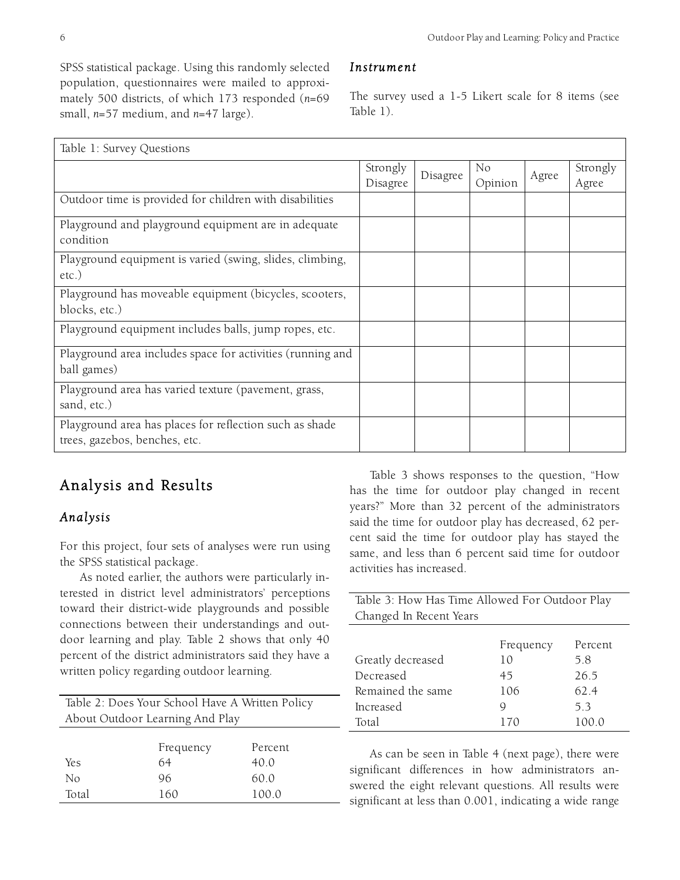SPSS statistical package. Using this randomly selected population, questionnaires were mailed to approximately 500 districts, of which 173 responded (*n*=69 small, *n*=57 medium, and *n*=47 large).

### *Instrument*

The survey used a 1-5 Likert scale for 8 items (see Table 1).

Table 1: Survey Questions

| | Strongly Disagree | Disagree | No Opinion | Agree | Strongly Agree |
|---|---|---|---|---|---|
| Outdoor time is provided for children with disabilities | | | | | |
| Playground and playground equipment are in adequate condition | | | | | |
| Playground equipment is varied (swing, slides, climbing, etc.) | | | | | |
| Playground has moveable equipment (bicycles, scooters, blocks, etc.) | | | | | |
| Playground equipment includes balls, jump ropes, etc. | | | | | |
| Playground area includes space for activities (running and ball games) | | | | | |
| Playground area has varied texture (pavement, grass, sand, etc.) | | | | | |
| Playground area has places for reflection such as shade trees, gazebos, benches, etc. | | | | | |

## Analysis and Results

### *Analysis*

For this project, four sets of analyses were run using the SPSS statistical package.

As noted earlier, the authors were particularly interested in district level administrators' perceptions toward their district-wide playgrounds and possible connections between their understandings and outdoor learning and play. Table 2 shows that only 40 percent of the district administrators said they have a written policy regarding outdoor learning.

Table 2: Does Your School Have A Written Policy About Outdoor Learning And Play

| | Frequency | Percent |
|---|---|---|
| Yes | 64 | 40.0 |
| No | 96 | 60.0 |
| Total | 160 | 100.0 |

Table 3 shows responses to the question, "How has the time for outdoor play changed in recent years?" More than 32 percent of the administrators said the time for outdoor play has decreased, 62 percent said the time for outdoor play has stayed the same, and less than 6 percent said time for outdoor activities has increased.

Table 3: How Has Time Allowed For Outdoor Play Changed In Recent Years

| | Frequency | Percent |
|---|---|---|
| Greatly decreased | 10 | 5.8 |
| Decreased | 45 | 26.5 |
| Remained the same | 106 | 62.4 |
| Increased | 9 | 5.3 |
| Total | 170 | 100.0 |

As can be seen in Table 4 (next page), there were significant differences in how administrators answered the eight relevant questions. All results were significant at less than 0.001, indicating a wide range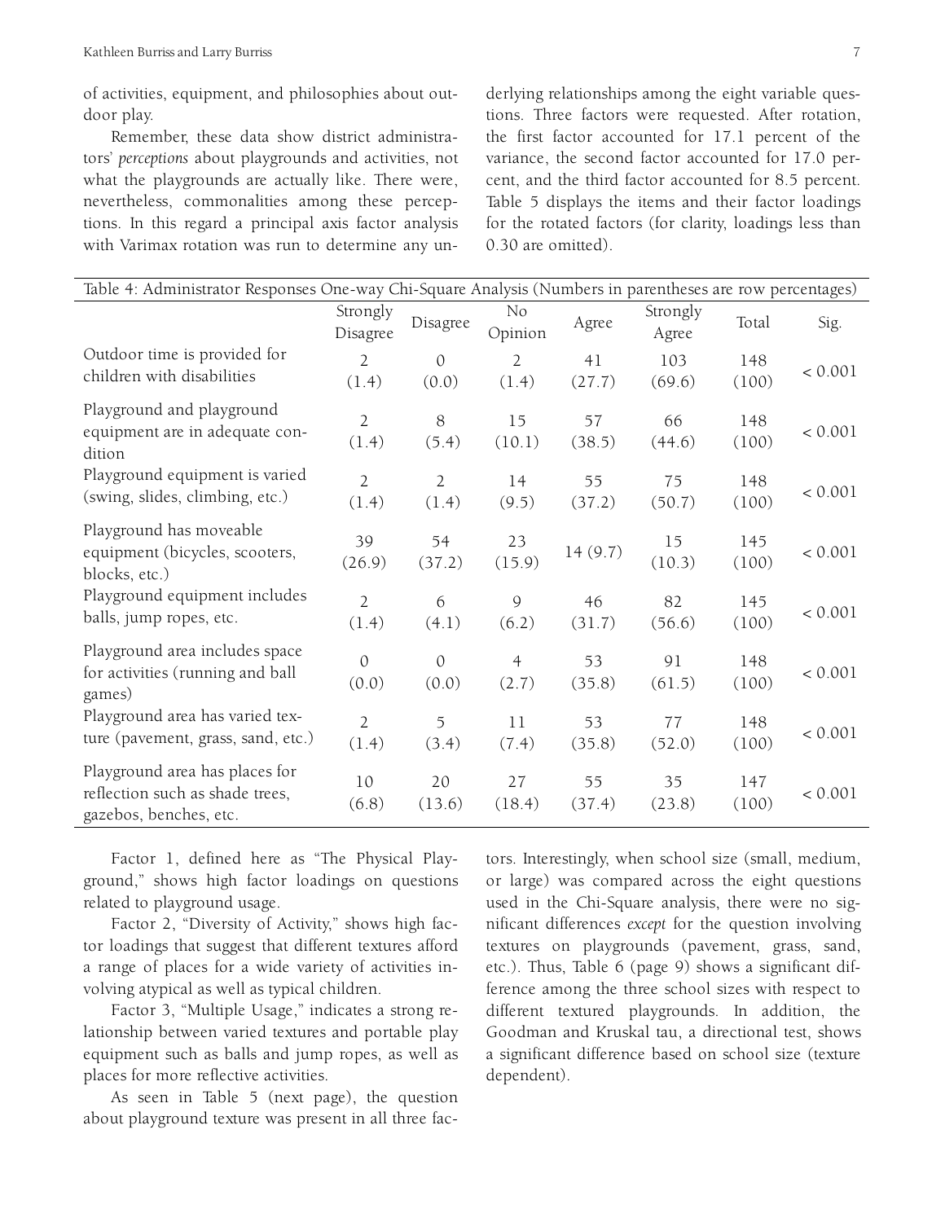of activities, equipment, and philosophies about outdoor play.

Remember, these data show district administrators' *perceptions* about playgrounds and activities, not what the playgrounds are actually like. There were, nevertheless, commonalities among these perceptions. In this regard a principal axis factor analysis with Varimax rotation was run to determine any underlying relationships among the eight variable questions. Three factors were requested. After rotation, the first factor accounted for 17.1 percent of the variance, the second factor accounted for 17.0 percent, and the third factor accounted for 8.5 percent. Table 5 displays the items and their factor loadings for the rotated factors (for clarity, loadings less than 0.30 are omitted).

Table 4: Administrator Responses One-way Chi-Square Analysis (Numbers in parentheses are row percentages)

| | Strongly Disagree | Disagree | No Opinion | Agree | Strongly Agree | Total | Sig. |
|---|---|---|---|---|---|---|---|
| Outdoor time is provided for children with disabilities | 2 (1.4) | 0 (0.0) | 2 (1.4) | 41 (27.7) | 103 (69.6) | 148 (100) | < 0.001 |
| Playground and playground equipment are in adequate condition | 2 (1.4) | 8 (5.4) | 15 (10.1) | 57 (38.5) | 66 (44.6) | 148 (100) | < 0.001 |
| Playground equipment is varied (swing, slides, climbing, etc.) | 2 (1.4) | 2 (1.4) | 14 (9.5) | 55 (37.2) | 75 (50.7) | 148 (100) | < 0.001 |
| Playground has moveable equipment (bicycles, scooters, blocks, etc.) | 39 (26.9) | 54 (37.2) | 23 (15.9) | 14 (9.7) | 15 (10.3) | 145 (100) | < 0.001 |
| Playground equipment includes balls, jump ropes, etc. | 2 (1.4) | 6 (4.1) | 9 (6.2) | 46 (31.7) | 82 (56.6) | 145 (100) | < 0.001 |
| Playground area includes space for activities (running and ball games) | 0 (0.0) | 0 (0.0) | 4 (2.7) | 53 (35.8) | 91 (61.5) | 148 (100) | < 0.001 |
| Playground area has varied texture (pavement, grass, sand, etc.) | 2 (1.4) | 5 (3.4) | 11 (7.4) | 53 (35.8) | 77 (52.0) | 148 (100) | < 0.001 |
| Playground area has places for reflection such as shade trees, gazebos, benches, etc. | 10 (6.8) | 20 (13.6) | 27 (18.4) | 55 (37.4) | 35 (23.8) | 147 (100) | < 0.001 |

Factor 1, defined here as "The Physical Playground," shows high factor loadings on questions related to playground usage.

Factor 2, "Diversity of Activity," shows high factor loadings that suggest that different textures afford a range of places for a wide variety of activities involving atypical as well as typical children.

Factor 3, "Multiple Usage," indicates a strong relationship between varied textures and portable play equipment such as balls and jump ropes, as well as places for more reflective activities.

As seen in Table 5 (next page), the question about playground texture was present in all three factors. Interestingly, when school size (small, medium, or large) was compared across the eight questions used in the Chi-Square analysis, there were no significant differences *except* for the question involving textures on playgrounds (pavement, grass, sand, etc.). Thus, Table 6 (page 9) shows a significant difference among the three school sizes with respect to different textured playgrounds. In addition, the Goodman and Kruskal tau, a directional test, shows a significant difference based on school size (texture dependent).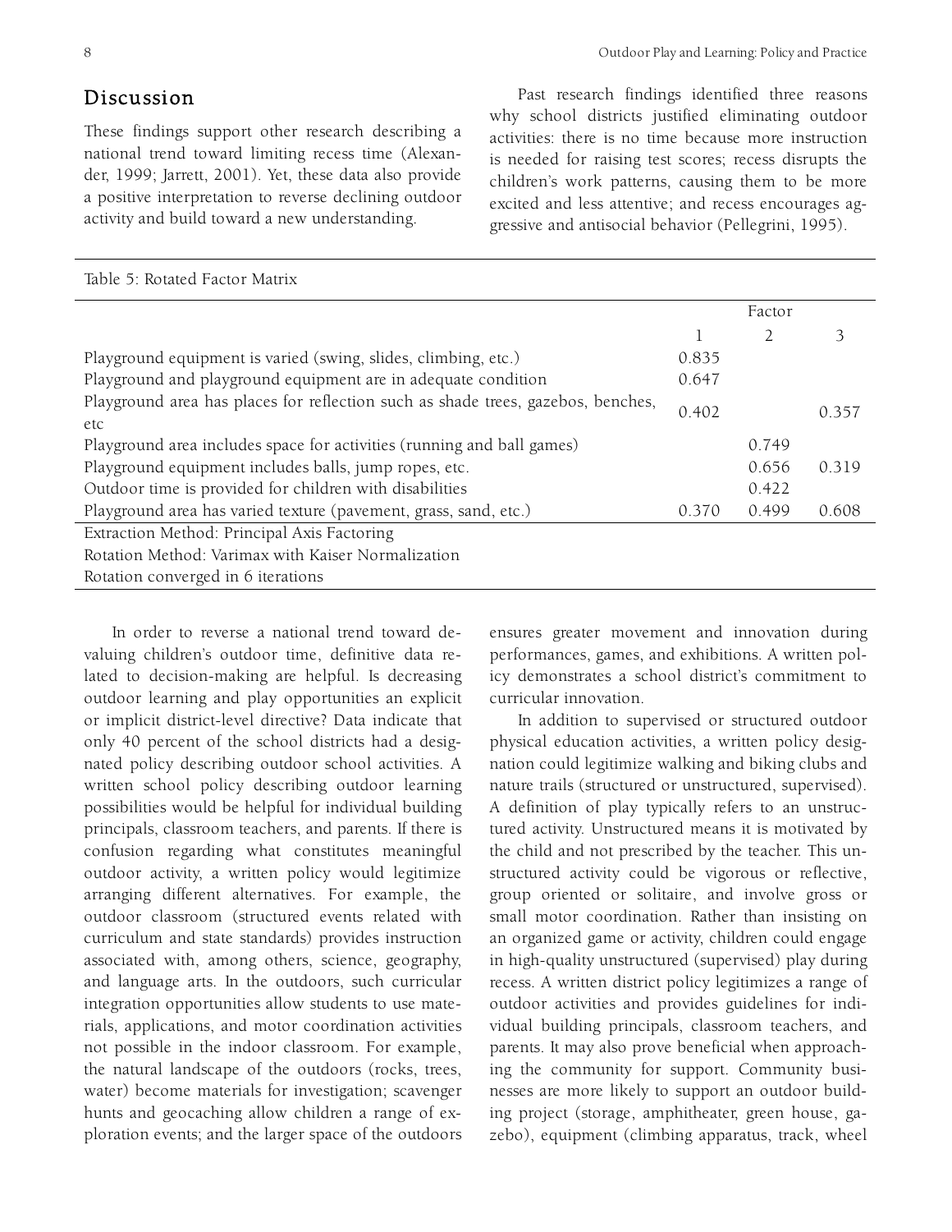## Discussion

These findings support other research describing a national trend toward limiting recess time (Alexander, 1999; Jarrett, 2001). Yet, these data also provide a positive interpretation to reverse declining outdoor activity and build toward a new understanding.

Past research findings identified three reasons why school districts justified eliminating outdoor activities: there is no time because more instruction is needed for raising test scores; recess disrupts the children's work patterns, causing them to be more excited and less attentive; and recess encourages aggressive and antisocial behavior (Pellegrini, 1995).

Table 5: Rotated Factor Matrix

| | Factor | | |
|---|---|---|---|
| | 1 | 2 | 3 |
| Playground equipment is varied (swing, slides, climbing, etc.) | 0.835 | | |
| Playground and playground equipment are in adequate condition | 0.647 | | |
| Playground area has places for reflection such as shade trees, gazebos, benches, etc | 0.402 | | 0.357 |
| Playground area includes space for activities (running and ball games) | | 0.749 | |
| Playground equipment includes balls, jump ropes, etc. | | 0.656 | 0.319 |
| Outdoor time is provided for children with disabilities | | 0.422 | |
| Playground area has varied texture (pavement, grass, sand, etc.) | 0.370 | 0.499 | 0.608 |

Extraction Method: Principal Axis Factoring
Rotation Method: Varimax with Kaiser Normalization
Rotation converged in 6 iterations

In order to reverse a national trend toward devaluing children's outdoor time, definitive data related to decision-making are helpful. Is decreasing outdoor learning and play opportunities an explicit or implicit district-level directive? Data indicate that only 40 percent of the school districts had a designated policy describing outdoor school activities. A written school policy describing outdoor learning possibilities would be helpful for individual building principals, classroom teachers, and parents. If there is confusion regarding what constitutes meaningful outdoor activity, a written policy would legitimize arranging different alternatives. For example, the outdoor classroom (structured events related with curriculum and state standards) provides instruction associated with, among others, science, geography, and language arts. In the outdoors, such curricular integration opportunities allow students to use materials, applications, and motor coordination activities not possible in the indoor classroom. For example, the natural landscape of the outdoors (rocks, trees, water) become materials for investigation; scavenger hunts and geocaching allow children a range of exploration events; and the larger space of the outdoors ensures greater movement and innovation during performances, games, and exhibitions. A written policy demonstrates a school district's commitment to curricular innovation.

In addition to supervised or structured outdoor physical education activities, a written policy designation could legitimize walking and biking clubs and nature trails (structured or unstructured, supervised). A definition of play typically refers to an unstructured activity. Unstructured means it is motivated by the child and not prescribed by the teacher. This unstructured activity could be vigorous or reflective, group oriented or solitaire, and involve gross or small motor coordination. Rather than insisting on an organized game or activity, children could engage in high-quality unstructured (supervised) play during recess. A written district policy legitimizes a range of outdoor activities and provides guidelines for individual building principals, classroom teachers, and parents. It may also prove beneficial when approaching the community for support. Community businesses are more likely to support an outdoor building project (storage, amphitheater, green house, gazebo), equipment (climbing apparatus, track, wheel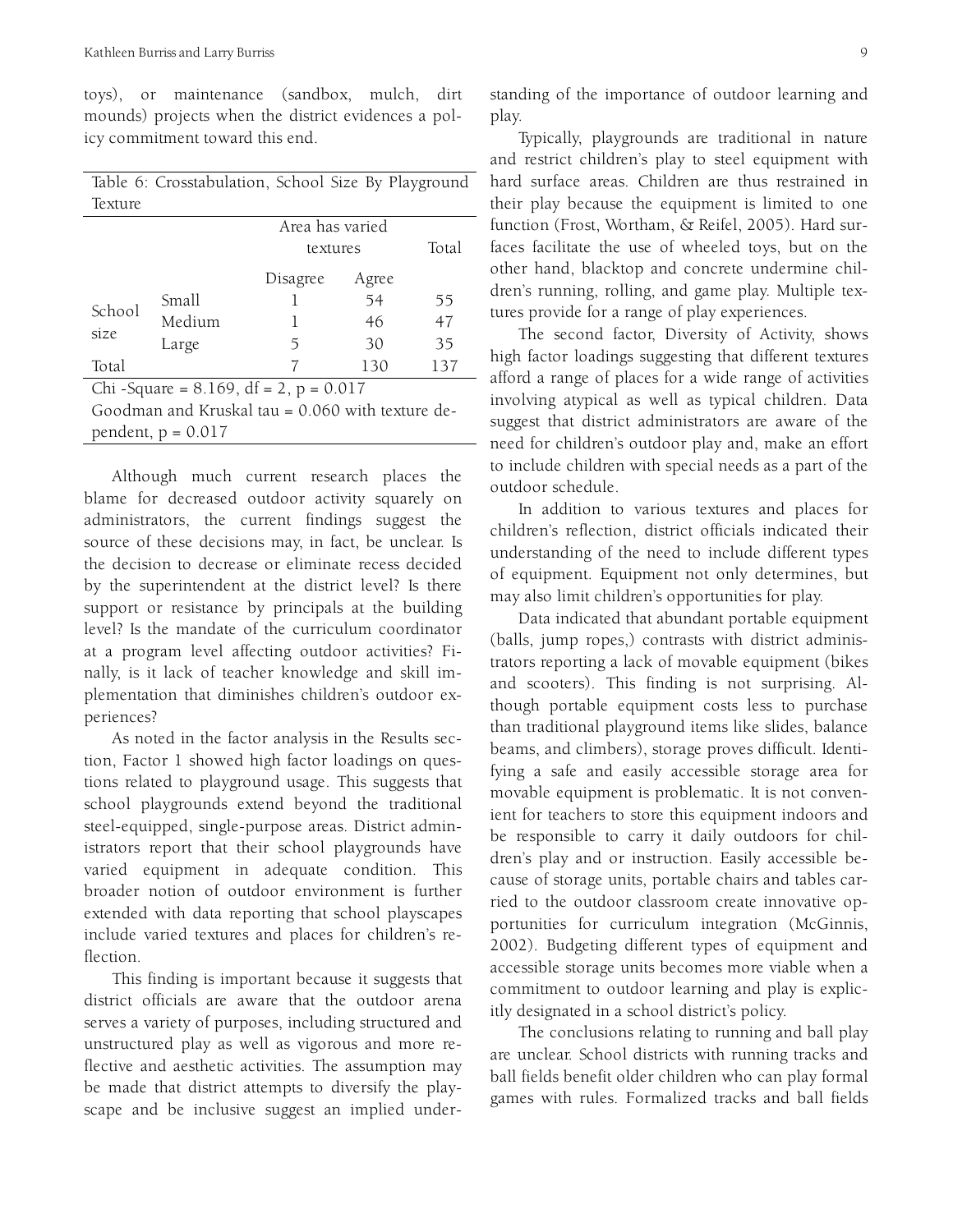toys), or maintenance (sandbox, mulch, dirt mounds) projects when the district evidences a policy commitment toward this end.

Table 6: Crosstabulation, School Size By Playground Texture

| | | Area has varied textures | | Total |
|---|---|---|---|---|
| | | Disagree | Agree | |
| School size | Small | 1 | 54 | 55 |
| | Medium | 1 | 46 | 47 |
| | Large | 5 | 30 | 35 |
| Total | | 7 | 130 | 137 |

Chi -Square = 8.169, df = 2, $p = 0.017$
Goodman and Kruskal tau = 0.060 with texture dependent, $p = 0.017$

Although much current research places the blame for decreased outdoor activity squarely on administrators, the current findings suggest the source of these decisions may, in fact, be unclear. Is the decision to decrease or eliminate recess decided by the superintendent at the district level? Is there support or resistance by principals at the building level? Is the mandate of the curriculum coordinator at a program level affecting outdoor activities? Finally, is it lack of teacher knowledge and skill implementation that diminishes children's outdoor experiences?

As noted in the factor analysis in the Results section, Factor 1 showed high factor loadings on questions related to playground usage. This suggests that school playgrounds extend beyond the traditional steel-equipped, single-purpose areas. District administrators report that their school playgrounds have varied equipment in adequate condition. This broader notion of outdoor environment is further extended with data reporting that school playscapes include varied textures and places for children's reflection.

This finding is important because it suggests that district officials are aware that the outdoor arena serves a variety of purposes, including structured and unstructured play as well as vigorous and more reflective and aesthetic activities. The assumption may be made that district attempts to diversify the playscape and be inclusive suggest an implied understanding of the importance of outdoor learning and play.

Typically, playgrounds are traditional in nature and restrict children's play to steel equipment with hard surface areas. Children are thus restrained in their play because the equipment is limited to one function (Frost, Wortham, & Reifel, 2005). Hard surfaces facilitate the use of wheeled toys, but on the other hand, blacktop and concrete undermine children's running, rolling, and game play. Multiple textures provide for a range of play experiences.

The second factor, Diversity of Activity, shows high factor loadings suggesting that different textures afford a range of places for a wide range of activities involving atypical as well as typical children. Data suggest that district administrators are aware of the need for children's outdoor play and, make an effort to include children with special needs as a part of the outdoor schedule.

In addition to various textures and places for children's reflection, district officials indicated their understanding of the need to include different types of equipment. Equipment not only determines, but may also limit children's opportunities for play.

Data indicated that abundant portable equipment (balls, jump ropes,) contrasts with district administrators reporting a lack of movable equipment (bikes and scooters). This finding is not surprising. Although portable equipment costs less to purchase than traditional playground items like slides, balance beams, and climbers), storage proves difficult. Identifying a safe and easily accessible storage area for movable equipment is problematic. It is not convenient for teachers to store this equipment indoors and be responsible to carry it daily outdoors for children's play and or instruction. Easily accessible because of storage units, portable chairs and tables carried to the outdoor classroom create innovative opportunities for curriculum integration (McGinnis, 2002). Budgeting different types of equipment and accessible storage units becomes more viable when a commitment to outdoor learning and play is explicitly designated in a school district's policy.

The conclusions relating to running and ball play are unclear. School districts with running tracks and ball fields benefit older children who can play formal games with rules. Formalized tracks and ball fields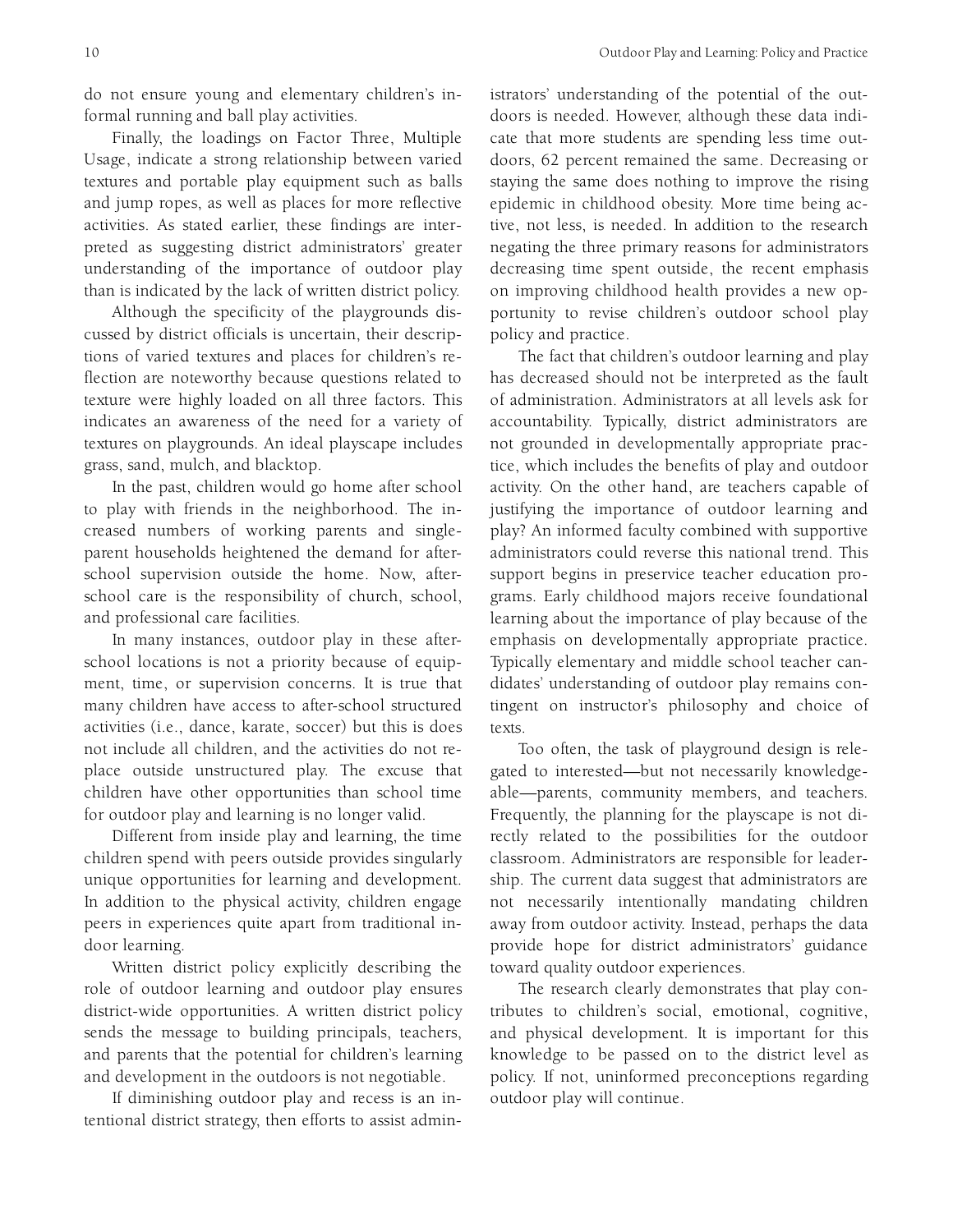do not ensure young and elementary children's informal running and ball play activities.

Finally, the loadings on Factor Three, Multiple Usage, indicate a strong relationship between varied textures and portable play equipment such as balls and jump ropes, as well as places for more reflective activities. As stated earlier, these findings are interpreted as suggesting district administrators' greater understanding of the importance of outdoor play than is indicated by the lack of written district policy.

Although the specificity of the playgrounds discussed by district officials is uncertain, their descriptions of varied textures and places for children's reflection are noteworthy because questions related to texture were highly loaded on all three factors. This indicates an awareness of the need for a variety of textures on playgrounds. An ideal playscape includes grass, sand, mulch, and blacktop.

In the past, children would go home after school to play with friends in the neighborhood. The increased numbers of working parents and single-parent households heightened the demand for after-school supervision outside the home. Now, after-school care is the responsibility of church, school, and professional care facilities.

In many instances, outdoor play in these after-school locations is not a priority because of equipment, time, or supervision concerns. It is true that many children have access to after-school structured activities (i.e., dance, karate, soccer) but this is does not include all children, and the activities do not replace outside unstructured play. The excuse that children have other opportunities than school time for outdoor play and learning is no longer valid.

Different from inside play and learning, the time children spend with peers outside provides singularly unique opportunities for learning and development. In addition to the physical activity, children engage peers in experiences quite apart from traditional indoor learning.

Written district policy explicitly describing the role of outdoor learning and outdoor play ensures district-wide opportunities. A written district policy sends the message to building principals, teachers, and parents that the potential for children's learning and development in the outdoors is not negotiable.

If diminishing outdoor play and recess is an intentional district strategy, then efforts to assist administrators' understanding of the potential of the outdoors is needed. However, although these data indicate that more students are spending less time outdoors, 62 percent remained the same. Decreasing or staying the same does nothing to improve the rising epidemic in childhood obesity. More time being active, not less, is needed. In addition to the research negating the three primary reasons for administrators decreasing time spent outside, the recent emphasis on improving childhood health provides a new opportunity to revise children's outdoor school play policy and practice.

The fact that children's outdoor learning and play has decreased should not be interpreted as the fault of administration. Administrators at all levels ask for accountability. Typically, district administrators are not grounded in developmentally appropriate practice, which includes the benefits of play and outdoor activity. On the other hand, are teachers capable of justifying the importance of outdoor learning and play? An informed faculty combined with supportive administrators could reverse this national trend. This support begins in preservice teacher education programs. Early childhood majors receive foundational learning about the importance of play because of the emphasis on developmentally appropriate practice. Typically elementary and middle school teacher candidates' understanding of outdoor play remains contingent on instructor's philosophy and choice of texts.

Too often, the task of playground design is relegated to interested—but not necessarily knowledgeable—parents, community members, and teachers. Frequently, the planning for the playscape is not directly related to the possibilities for the outdoor classroom. Administrators are responsible for leadership. The current data suggest that administrators are not necessarily intentionally mandating children away from outdoor activity. Instead, perhaps the data provide hope for district administrators' guidance toward quality outdoor experiences.

The research clearly demonstrates that play contributes to children's social, emotional, cognitive, and physical development. It is important for this knowledge to be passed on to the district level as policy. If not, uninformed preconceptions regarding outdoor play will continue.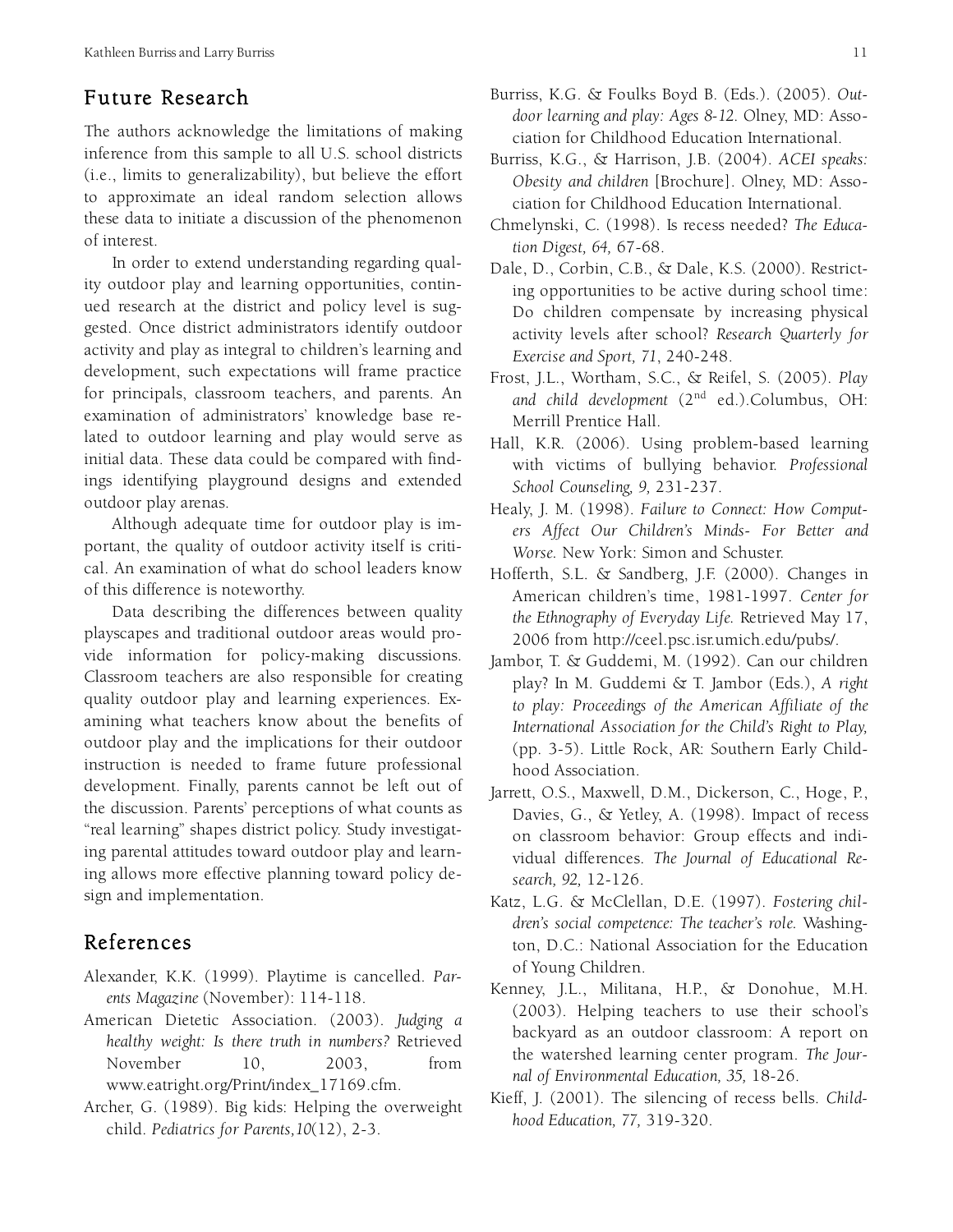## Future Research

The authors acknowledge the limitations of making inference from this sample to all U.S. school districts (i.e., limits to generalizability), but believe the effort to approximate an ideal random selection allows these data to initiate a discussion of the phenomenon of interest.

In order to extend understanding regarding quality outdoor play and learning opportunities, continued research at the district and policy level is suggested. Once district administrators identify outdoor activity and play as integral to children's learning and development, such expectations will frame practice for principals, classroom teachers, and parents. An examination of administrators' knowledge base related to outdoor learning and play would serve as initial data. These data could be compared with findings identifying playground designs and extended outdoor play arenas.

Although adequate time for outdoor play is important, the quality of outdoor activity itself is critical. An examination of what do school leaders know of this difference is noteworthy.

Data describing the differences between quality playscapes and traditional outdoor areas would provide information for policy-making discussions. Classroom teachers are also responsible for creating quality outdoor play and learning experiences. Examining what teachers know about the benefits of outdoor play and the implications for their outdoor instruction is needed to frame future professional development. Finally, parents cannot be left out of the discussion. Parents' perceptions of what counts as "real learning" shapes district policy. Study investigating parental attitudes toward outdoor play and learning allows more effective planning toward policy design and implementation.

## References

Alexander, K.K. (1999). Playtime is cancelled. *Parents Magazine* (November): 114-118.

American Dietetic Association. (2003). *Judging a healthy weight: Is there truth in numbers?* Retrieved November 10, 2003, from www.eatright.org/Print/index_17169.cfm.

Archer, G. (1989). Big kids: Helping the overweight child. *Pediatrics for Parents,10*(12), 2-3.

Burriss, K.G. & Foulks Boyd B. (Eds.). (2005). *Outdoor learning and play: Ages 8-12.* Olney, MD: Association for Childhood Education International.

Burriss, K.G., & Harrison, J.B. (2004). *ACEI speaks: Obesity and children* [Brochure]. Olney, MD: Association for Childhood Education International.

Chmelynski, C. (1998). Is recess needed? *The Education Digest, 64,* 67-68.

Dale, D., Corbin, C.B., & Dale, K.S. (2000). Restricting opportunities to be active during school time: Do children compensate by increasing physical activity levels after school? *Research Quarterly for Exercise and Sport, 71*, 240-248.

Frost, J.L., Wortham, S.C., & Reifel, S. (2005). *Play and child development* (2nd ed.).Columbus, OH: Merrill Prentice Hall.

Hall, K.R. (2006). Using problem-based learning with victims of bullying behavior. *Professional School Counseling, 9,* 231-237.

Healy, J. M. (1998). *Failure to Connect: How Computers Affect Our Children's Minds- For Better and Worse.* New York: Simon and Schuster.

Hofferth, S.L. & Sandberg, J.F. (2000). Changes in American children's time, 1981-1997. *Center for the Ethnography of Everyday Life.* Retrieved May 17, 2006 from http://ceel.psc.isr.umich.edu/pubs/.

Jambor, T. & Guddemi, M. (1992). Can our children play? In M. Guddemi & T. Jambor (Eds.), *A right to play: Proceedings of the American Affiliate of the International Association for the Child's Right to Play,* (pp. 3-5). Little Rock, AR: Southern Early Childhood Association.

Jarrett, O.S., Maxwell, D.M., Dickerson, C., Hoge, P., Davies, G., & Yetley, A. (1998). Impact of recess on classroom behavior: Group effects and individual differences. *The Journal of Educational Research, 92,* 12-126.

Katz, L.G. & McClellan, D.E. (1997). *Fostering children's social competence: The teacher's role.* Washington, D.C.: National Association for the Education of Young Children.

Kenney, J.L., Militana, H.P., & Donohue, M.H. (2003). Helping teachers to use their school's backyard as an outdoor classroom: A report on the watershed learning center program. *The Journal of Environmental Education, 35,* 18-26.

Kieff, J. (2001). The silencing of recess bells. *Childhood Education, 77,* 319-320.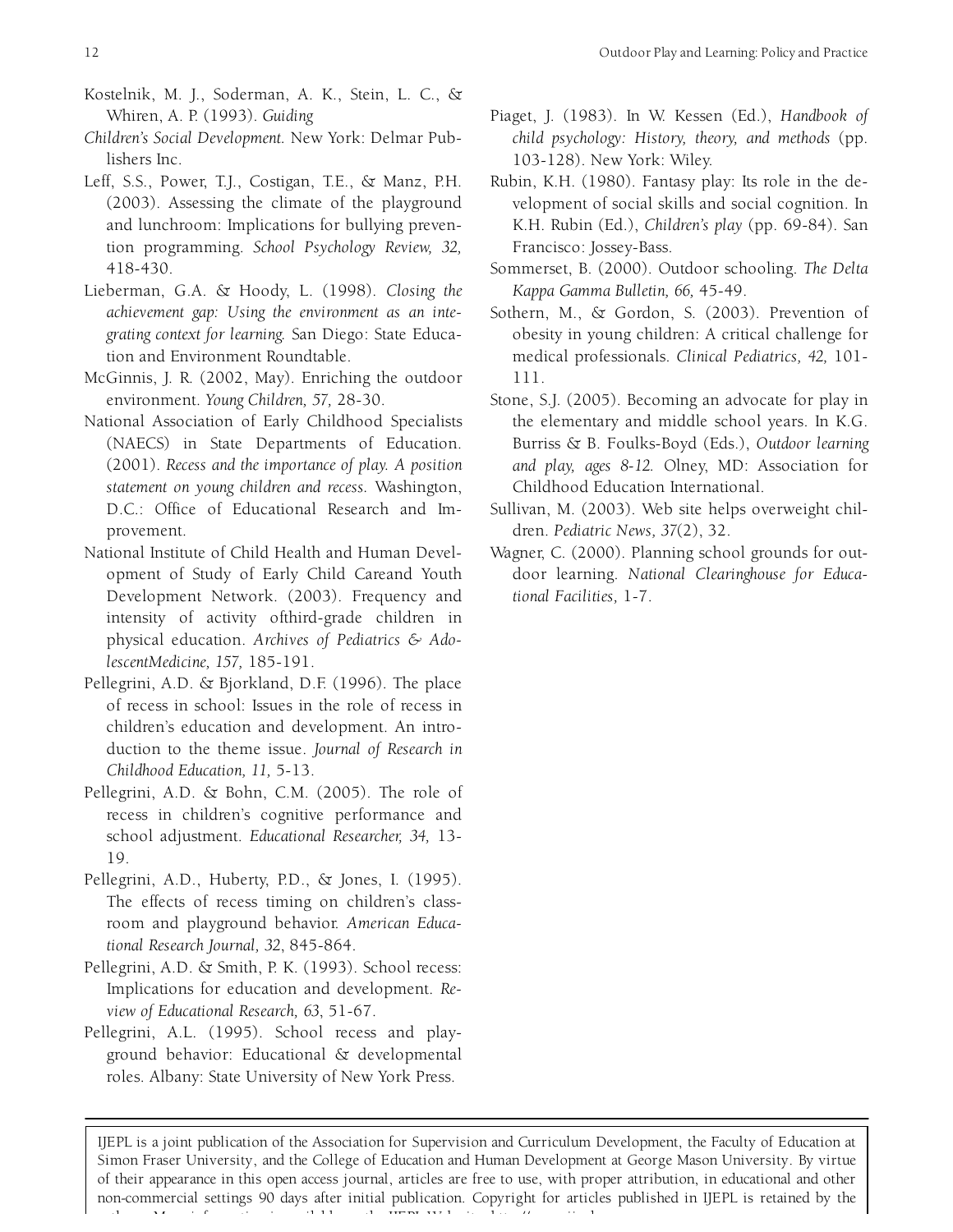Kostelnik, M. J., Soderman, A. K., Stein, L. C., & Whiren, A. P. (1993). *Guiding Children's Social Development.* New York: Delmar Publishers Inc.

Leff, S.S., Power, T.J., Costigan, T.E., & Manz, P.H. (2003). Assessing the climate of the playground and lunchroom: Implications for bullying prevention programming. *School Psychology Review, 32,* 418-430.

Lieberman, G.A. & Hoody, L. (1998). *Closing the achievement gap: Using the environment as an integrating context for learning.* San Diego: State Education and Environment Roundtable.

McGinnis, J. R. (2002, May). Enriching the outdoor environment. *Young Children, 57,* 28-30.

National Association of Early Childhood Specialists (NAECS) in State Departments of Education. (2001). *Recess and the importance of play. A position statement on young children and recess.* Washington, D.C.: Office of Educational Research and Improvement.

National Institute of Child Health and Human Development of Study of Early Child Careand Youth Development Network. (2003). Frequency and intensity of activity ofthird-grade children in physical education. *Archives of Pediatrics & AdolescentMedicine, 157,* 185-191.

Pellegrini, A.D. & Bjorkland, D.F. (1996). The place of recess in school: Issues in the role of recess in children's education and development. An introduction to the theme issue. *Journal of Research in Childhood Education, 11,* 5-13.

Pellegrini, A.D. & Bohn, C.M. (2005). The role of recess in children's cognitive performance and school adjustment. *Educational Researcher, 34,* 13-19.

Pellegrini, A.D., Huberty, P.D., & Jones, I. (1995). The effects of recess timing on children's classroom and playground behavior. *American Educational Research Journal, 32*, 845-864.

Pellegrini, A.D. & Smith, P. K. (1993). School recess: Implications for education and development. *Review of Educational Research, 63*, 51-67.

Pellegrini, A.L. (1995). School recess and playground behavior: Educational & developmental roles. Albany: State University of New York Press.

Piaget, J. (1983). In W. Kessen (Ed.), *Handbook of child psychology: History, theory, and methods* (pp. 103-128). New York: Wiley.

Rubin, K.H. (1980). Fantasy play: Its role in the development of social skills and social cognition. In K.H. Rubin (Ed.), *Children's play* (pp. 69-84). San Francisco: Jossey-Bass.

Sommerset, B. (2000). Outdoor schooling. *The Delta Kappa Gamma Bulletin, 66,* 45-49.

Sothern, M., & Gordon, S. (2003). Prevention of obesity in young children: A critical challenge for medical professionals. *Clinical Pediatrics, 42,* 101-111.

Stone, S.J. (2005). Becoming an advocate for play in the elementary and middle school years. In K.G. Burriss & B. Foulks-Boyd (Eds.), *Outdoor learning and play, ages 8-12.* Olney, MD: Association for Childhood Education International.

Sullivan, M. (2003). Web site helps overweight children. *Pediatric News, 37*(2), 32.

Wagner, C. (2000). Planning school grounds for outdoor learning. *National Clearinghouse for Educational Facilities,* 1-7.

IJEPL is a joint publication of the Association for Supervision and Curriculum Development, the Faculty of Education at Simon Fraser University, and the College of Education and Human Development at George Mason University. By virtue of their appearance in this open access journal, articles are free to use, with proper attribution, in educational and other non-commercial settings 90 days after initial publication. Copyright for articles published in IJEPL is retained by the